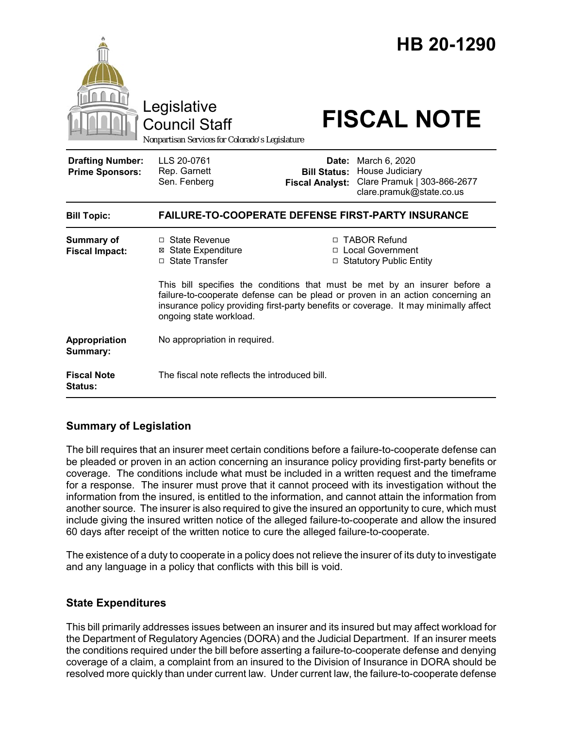# HB 20-1290

Legislative Council Staff

*Nonpartisan Services for Colorado's Legislature*

# FISCAL NOTE

| | | | |
|---|---|---|---|
| **Drafting Number:** | LLS 20-0761 | **Date:** | March 6, 2020 |
| **Prime Sponsors:** | Rep. Garnett<br>Sen. Fenberg | **Bill Status:** | House Judiciary |
| | | **Fiscal Analyst:** | Clare Pramuk \| 303-866-2677<br>clare.pramuk@state.co.us |

| | |
|---|---|
| **Bill Topic:** | **FAILURE-TO-COOPERATE DEFENSE FIRST-PARTY INSURANCE** |
| **Summary of Fiscal Impact:** | ☐ State Revenue<br>☒ State Expenditure<br>☐ State Transfer<br>☐ TABOR Refund<br>☐ Local Government<br>☐ Statutory Public Entity<br><br>This bill specifies the conditions that must be met by an insurer before a failure-to-cooperate defense can be plead or proven in an action concerning an insurance policy providing first-party benefits or coverage. It may minimally affect ongoing state workload. |
| **Appropriation Summary:** | No appropriation in required. |
| **Fiscal Note Status:** | The fiscal note reflects the introduced bill. |

## Summary of Legislation

The bill requires that an insurer meet certain conditions before a failure-to-cooperate defense can be pleaded or proven in an action concerning an insurance policy providing first-party benefits or coverage. The conditions include what must be included in a written request and the timeframe for a response. The insurer must prove that it cannot proceed with its investigation without the information from the insured, is entitled to the information, and cannot attain the information from another source. The insurer is also required to give the insured an opportunity to cure, which must include giving the insured written notice of the alleged failure-to-cooperate and allow the insured 60 days after receipt of the written notice to cure the alleged failure-to-cooperate.

The existence of a duty to cooperate in a policy does not relieve the insurer of its duty to investigate and any language in a policy that conflicts with this bill is void.

## State Expenditures

This bill primarily addresses issues between an insurer and its insured but may affect workload for the Department of Regulatory Agencies (DORA) and the Judicial Department. If an insurer meets the conditions required under the bill before asserting a failure-to-cooperate defense and denying coverage of a claim, a complaint from an insured to the Division of Insurance in DORA should be resolved more quickly than under current law. Under current law, the failure-to-cooperate defense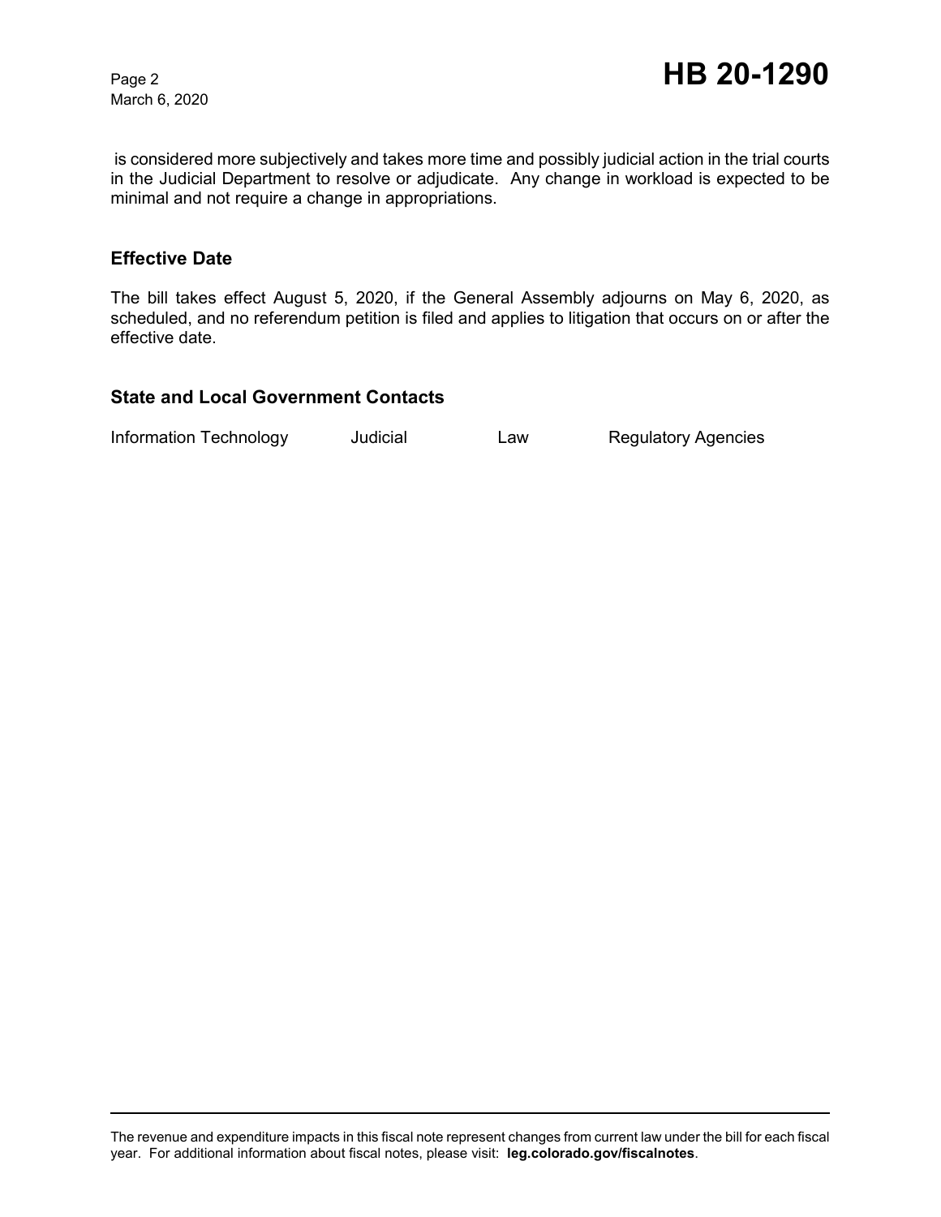is considered more subjectively and takes more time and possibly judicial action in the trial courts in the Judicial Department to resolve or adjudicate. Any change in workload is expected to be minimal and not require a change in appropriations.

### Effective Date

The bill takes effect August 5, 2020, if the General Assembly adjourns on May 6, 2020, as scheduled, and no referendum petition is filed and applies to litigation that occurs on or after the effective date.

### State and Local Government Contacts

| | | | |
|---|---|---|---|
| Information Technology | Judicial | Law | Regulatory Agencies |

The revenue and expenditure impacts in this fiscal note represent changes from current law under the bill for each fiscal year. For additional information about fiscal notes, please visit: **leg.colorado.gov/fiscalnotes**.